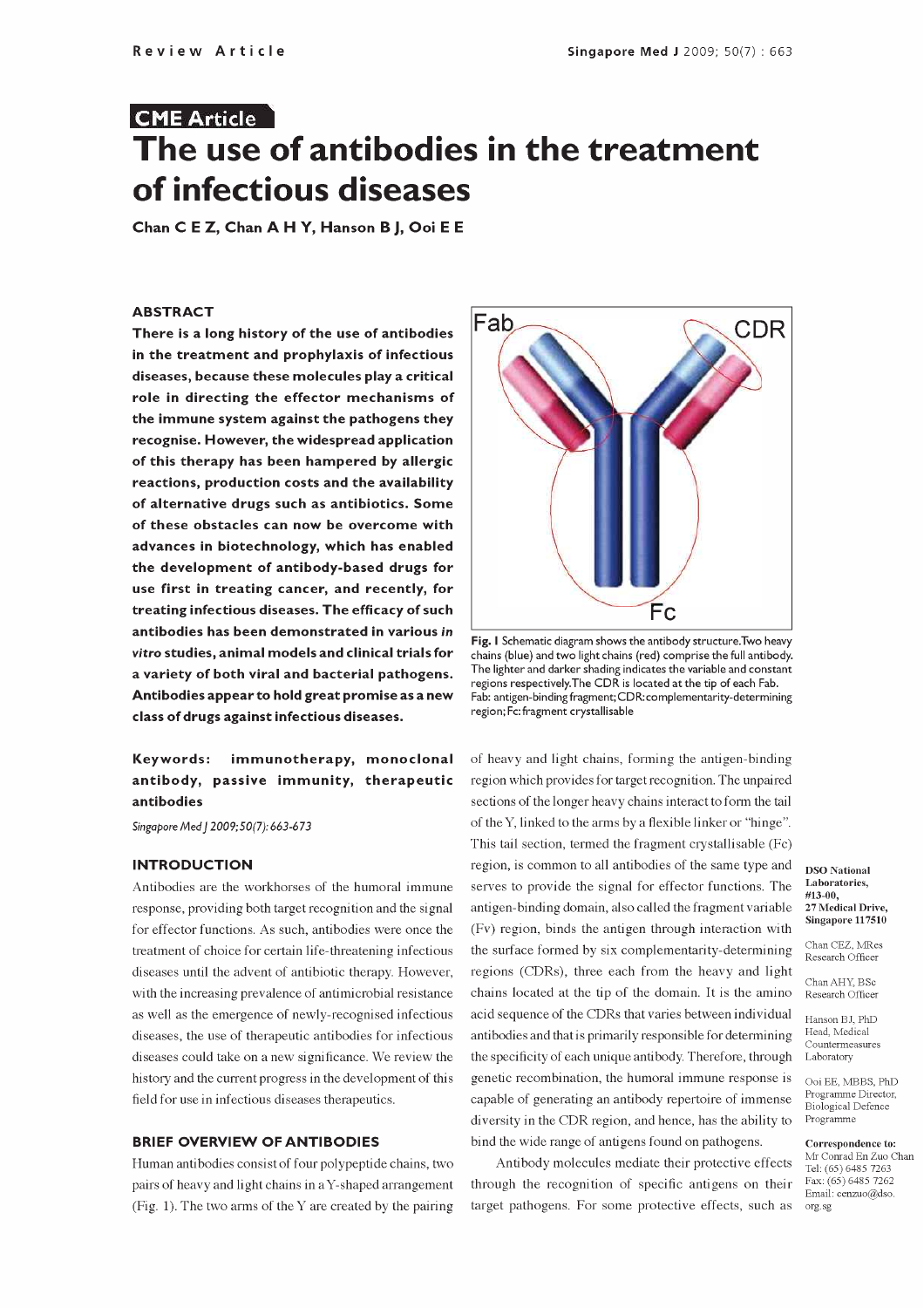Review Article

CME Article

# The use of antibodies in the treatment of infectious diseases

**Chan C E Z, Chan A H Y, Hanson B J, Ooi E E**

### ABSTRACT

**There is a long history of the use of antibodies in the treatment and prophylaxis of infectious diseases, because these molecules play a critical role in directing the effector mechanisms of the immune system against the pathogens they recognise. However, the widespread application of this therapy has been hampered by allergic reactions, production costs and the availability of alternative drugs such as antibiotics. Some of these obstacles can now be overcome with advances in biotechnology, which has enabled the development of antibody-based drugs for use first in treating cancer, and recently, for treating infectious diseases. The efficacy of such antibodies has been demonstrated in various *in vitro* studies, animal models and clinical trials for a variety of both viral and bacterial pathogens. Antibodies appear to hold great promise as a new class of drugs against infectious diseases.**

**Keywords: immunotherapy, monoclonal antibody, passive immunity, therapeutic antibodies**

*Singapore Med J 2009; 50(7): 663-673*

DSO National Laboratories, #13-00, 27 Medical Drive, Singapore 117510

Chan CEZ, MRes
Research Officer

Chan AHY, BSc
Research Officer

Hanson BJ, PhD
Head, Medical Countermeasures Laboratory

Ooi EE, MBBS, PhD
Programme Director, Biological Defence Programme

**Correspondence to:** Mr Conrad En Zuo Chan
Tel: (65) 6485 7263
Fax: (65) 6485 7262
Email: cenzuo@dso.org.sg

### INTRODUCTION

Antibodies are the workhorses of the humoral immune response, providing both target recognition and the signal for effector functions. As such, antibodies were once the treatment of choice for certain life-threatening infectious diseases until the advent of antibiotic therapy. However, with the increasing prevalence of antimicrobial resistance as well as the emergence of newly-recognised infectious diseases, the use of therapeutic antibodies for infectious diseases could take on a new significance. We review the history and the current progress in the development of this field for use in infectious diseases therapeutics.

### BRIEF OVERVIEW OF ANTIBODIES

Human antibodies consist of four polypeptide chains, two pairs of heavy and light chains in a Y-shaped arrangement (Fig. 1). The two arms of the Y are created by the pairing of heavy and light chains, forming the antigen-binding region which provides for target recognition. The unpaired sections of the longer heavy chains interact to form the tail of the Y, linked to the arms by a flexible linker or "hinge". This tail section, termed the fragment crystallisable (Fc) region, is common to all antibodies of the same type and serves to provide the signal for effector functions. The antigen-binding domain, also called the fragment variable (Fv) region, binds the antigen through interaction with the surface formed by six complementarity-determining regions (CDRs), three each from the heavy and light chains located at the tip of the domain. It is the amino acid sequence of the CDRs that varies between individual antibodies and that is primarily responsible for determining the specificity of each unique antibody. Therefore, through genetic recombination, the humoral immune response is capable of generating an antibody repertoire of immense diversity in the CDR region, and hence, has the ability to bind the wide range of antigens found on pathogens.

Fig. 1 Schematic diagram shows the antibody structure. Two heavy chains (blue) and two light chains (red) comprise the full antibody. The lighter and darker shading indicates the variable and constant regions respectively. The CDR is located at the tip of each Fab. Fab: antigen-binding fragment; CDR: complementarity-determining region; Fc: fragment crystallisable

Antibody molecules mediate their protective effects through the recognition of specific antigens on their target pathogens. For some protective effects, such as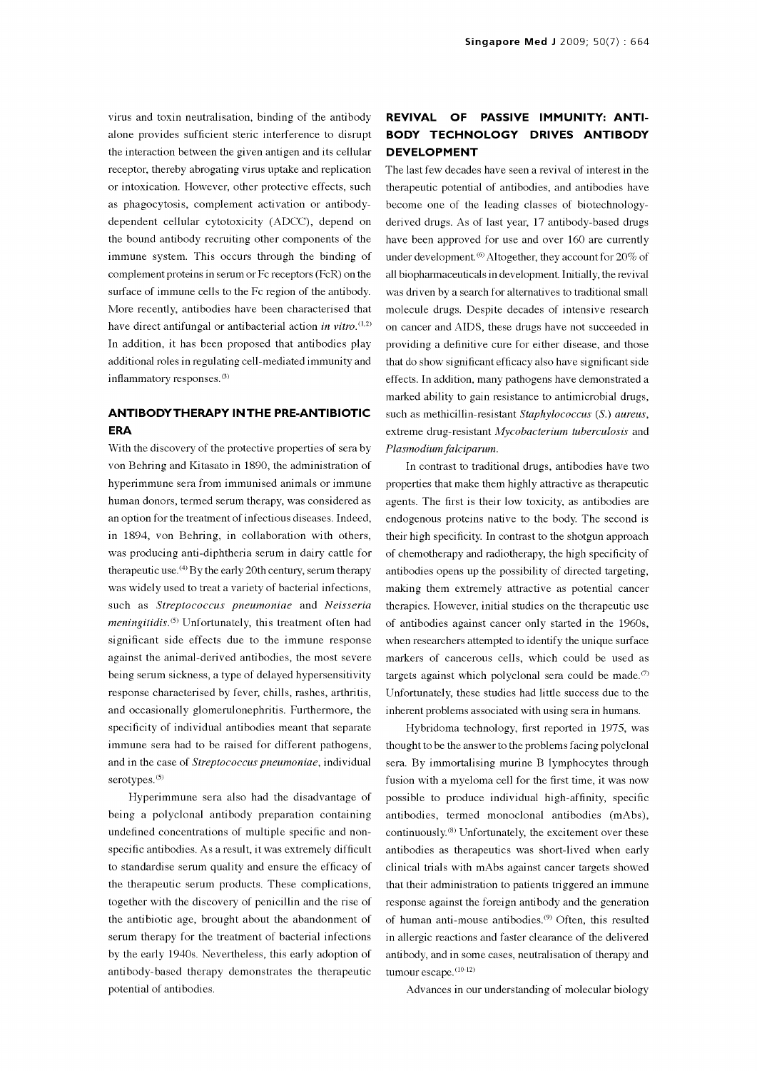virus and toxin neutralisation, binding of the antibody alone provides sufficient steric interference to disrupt the interaction between the given antigen and its cellular receptor, thereby abrogating virus uptake and replication or intoxication. However, other protective effects, such as phagocytosis, complement activation or antibody-dependent cellular cytotoxicity (ADCC), depend on the bound antibody recruiting other components of the immune system. This occurs through the binding of complement proteins in serum or Fc receptors (FcR) on the surface of immune cells to the Fc region of the antibody. More recently, antibodies have been characterised that have direct antifungal or antibacterial action *in vitro*.[1,2] In addition, it has been proposed that antibodies play additional roles in regulating cell-mediated immunity and inflammatory responses.[3]

## ANTIBODY THERAPY IN THE PRE-ANTIBIOTIC ERA

With the discovery of the protective properties of sera by von Behring and Kitasato in 1890, the administration of hyperimmune sera from immunised animals or immune human donors, termed serum therapy, was considered as an option for the treatment of infectious diseases. Indeed, in 1894, von Behring, in collaboration with others, was producing anti-diphtheria serum in dairy cattle for therapeutic use.[4] By the early 20th century, serum therapy was widely used to treat a variety of bacterial infections, such as *Streptococcus pneumoniae* and *Neisseria meningitidis*.[5] Unfortunately, this treatment often had significant side effects due to the immune response against the animal-derived antibodies, the most severe being serum sickness, a type of delayed hypersensitivity response characterised by fever, chills, rashes, arthritis, and occasionally glomerulonephritis. Furthermore, the specificity of individual antibodies meant that separate immune sera had to be raised for different pathogens, and in the case of *Streptococcus pneumoniae*, individual serotypes.[5]

Hyperimmune sera also had the disadvantage of being a polyclonal antibody preparation containing undefined concentrations of multiple specific and non-specific antibodies. As a result, it was extremely difficult to standardise serum quality and ensure the efficacy of the therapeutic serum products. These complications, together with the discovery of penicillin and the rise of the antibiotic age, brought about the abandonment of serum therapy for the treatment of bacterial infections by the early 1940s. Nevertheless, this early adoption of antibody-based therapy demonstrates the therapeutic potential of antibodies.

## REVIVAL OF PASSIVE IMMUNITY: ANTIBODY TECHNOLOGY DRIVES ANTIBODY DEVELOPMENT

The last few decades have seen a revival of interest in the therapeutic potential of antibodies, and antibodies have become one of the leading classes of biotechnology-derived drugs. As of last year, 17 antibody-based drugs have been approved for use and over 160 are currently under development.[6] Altogether, they account for 20% of all biopharmaceuticals in development. Initially, the revival was driven by a search for alternatives to traditional small molecule drugs. Despite decades of intensive research on cancer and AIDS, these drugs have not succeeded in providing a definitive cure for either disease, and those that do show significant efficacy also have significant side effects. In addition, many pathogens have demonstrated a marked ability to gain resistance to antimicrobial drugs, such as methicillin-resistant *Staphylococcus* (*S.*) *aureus*, extreme drug-resistant *Mycobacterium tuberculosis* and *Plasmodium falciparum*.

In contrast to traditional drugs, antibodies have two properties that make them highly attractive as therapeutic agents. The first is their low toxicity, as antibodies are endogenous proteins native to the body. The second is their high specificity. In contrast to the shotgun approach of chemotherapy and radiotherapy, the high specificity of antibodies opens up the possibility of directed targeting, making them extremely attractive as potential cancer therapies. However, initial studies on the therapeutic use of antibodies against cancer only started in the 1960s, when researchers attempted to identify the unique surface markers of cancerous cells, which could be used as targets against which polyclonal sera could be made.[7] Unfortunately, these studies had little success due to the inherent problems associated with using sera in humans.

Hybridoma technology, first reported in 1975, was thought to be the answer to the problems facing polyclonal sera. By immortalising murine B lymphocytes through fusion with a myeloma cell for the first time, it was now possible to produce individual high-affinity, specific antibodies, termed monoclonal antibodies (mAbs), continuously.[8] Unfortunately, the excitement over these antibodies as therapeutics was short-lived when early clinical trials with mAbs against cancer targets showed that their administration to patients triggered an immune response against the foreign antibody and the generation of human anti-mouse antibodies.[9] Often, this resulted in allergic reactions and faster clearance of the delivered antibody, and in some cases, neutralisation of therapy and tumour escape.[10-12]

Advances in our understanding of molecular biology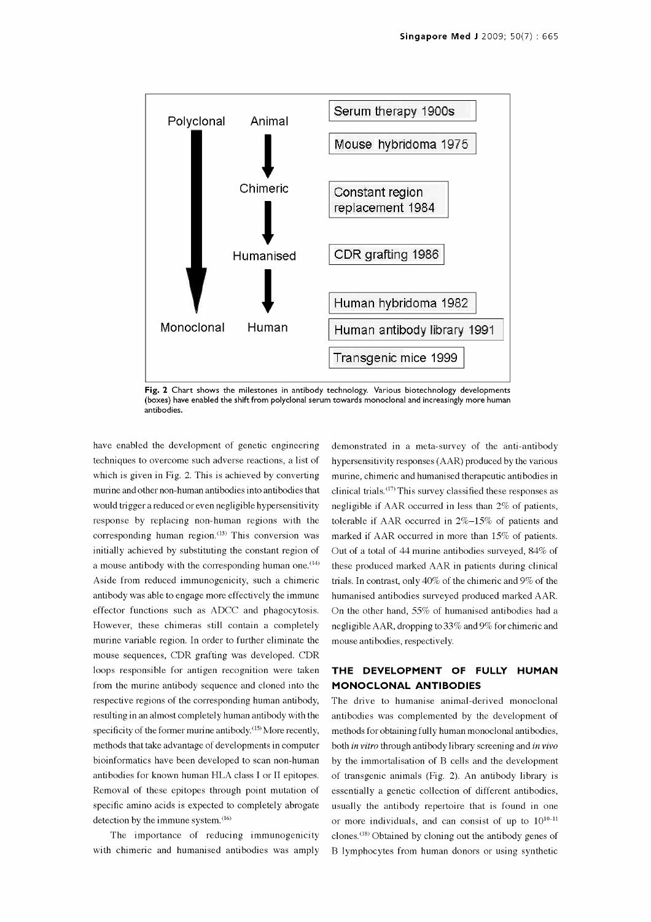Fig. 2 Chart shows the milestones in antibody technology. Various biotechnology developments (boxes) have enabled the shift from polyclonal serum towards monoclonal and increasingly more human antibodies.

have enabled the development of genetic engineering techniques to overcome such adverse reactions, a list of which is given in Fig. 2. This is achieved by converting murine and other non-human antibodies into antibodies that would trigger a reduced or even negligible hypersensitivity response by replacing non-human regions with the corresponding human region.[13] This conversion was initially achieved by substituting the constant region of a mouse antibody with the corresponding human one.[14] Aside from reduced immunogenicity, such a chimeric antibody was able to engage more effectively the immune effector functions such as ADCC and phagocytosis. However, these chimeras still contain a completely murine variable region. In order to further eliminate the mouse sequences, CDR grafting was developed. CDR loops responsible for antigen recognition were taken from the murine antibody sequence and cloned into the respective regions of the corresponding human antibody, resulting in an almost completely human antibody with the specificity of the former murine antibody.[15] More recently, methods that take advantage of developments in computer bioinformatics have been developed to scan non-human antibodies for known human HLA class I or II epitopes. Removal of these epitopes through point mutation of specific amino acids is expected to completely abrogate detection by the immune system.[16]

The importance of reducing immunogenicity with chimeric and humanised antibodies was amply demonstrated in a meta-survey of the anti-antibody hypersensitivity responses (AAR) produced by the various murine, chimeric and humanised therapeutic antibodies in clinical trials.[17] This survey classified these responses as negligible if AAR occurred in less than 2% of patients, tolerable if AAR occurred in 2%–15% of patients and marked if AAR occurred in more than 15% of patients. Out of a total of 44 murine antibodies surveyed, 84% of these produced marked AAR in patients during clinical trials. In contrast, only 40% of the chimeric and 9% of the humanised antibodies surveyed produced marked AAR. On the other hand, 55% of humanised antibodies had a negligible AAR, dropping to 33% and 9% for chimeric and mouse antibodies, respectively.

## THE DEVELOPMENT OF FULLY HUMAN MONOCLONAL ANTIBODIES

The drive to humanise animal-derived monoclonal antibodies was complemented by the development of methods for obtaining fully human monoclonal antibodies, both *in vitro* through antibody library screening and *in vivo* by the immortalisation of B cells and the development of transgenic animals (Fig. 2). An antibody library is essentially a genetic collection of different antibodies, usually the antibody repertoire that is found in one or more individuals, and can consist of up to $10^{10-11}$ clones.[18] Obtained by cloning out the antibody genes of B lymphocytes from human donors or using synthetic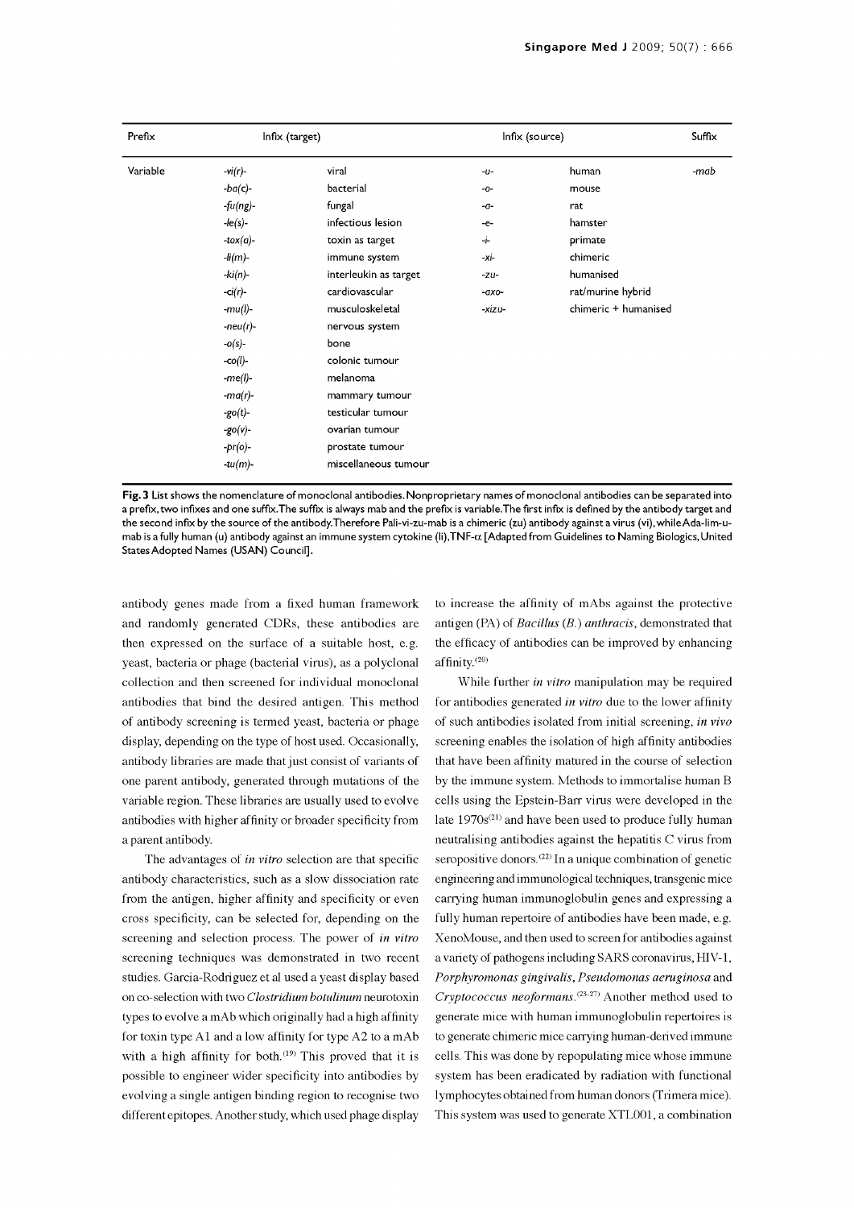| Prefix | Infix (target) | | Infix (source) | | Suffix |
|---|---|---|---|---|---|
| Variable | *-vi(r)-* | viral | *-u-* | human | *-mab* |
| | *-ba(c)-* | bacterial | *-o-* | mouse | |
| | *-fu(ng)-* | fungal | *-a-* | rat | |
| | *-le(s)-* | infectious lesion | *-e-* | hamster | |
| | *-tox(a)-* | toxin as target | *-i-* | primate | |
| | *-li(m)-* | immune system | *-xi-* | chimeric | |
| | *-ki(n)-* | interleukin as target | *-zu-* | humanised | |
| | *-ci(r)-* | cardiovascular | *-axo-* | rat/murine hybrid | |
| | *-mu(l)-* | musculoskeletal | *-xizu-* | chimeric + humanised | |
| | *-neu(r)-* | nervous system | | | |
| | *-o(s)-* | bone | | | |
| | *-co(l)-* | colonic tumour | | | |
| | *-me(l)-* | melanoma | | | |
| | *-ma(r)-* | mammary tumour | | | |
| | *-go(t)-* | testicular tumour | | | |
| | *-go(v)-* | ovarian tumour | | | |
| | *-pr(o)-* | prostate tumour | | | |
| | *-tu(m)-* | miscellaneous tumour | | | |

**Fig. 3** List shows the nomenclature of monoclonal antibodies. Nonproprietary names of monoclonal antibodies can be separated into a prefix, two infixes and one suffix. The suffix is always mab and the prefix is variable. The first infix is defined by the antibody target and the second infix by the source of the antibody. Therefore Pali-vi-zu-mab is a chimeric (zu) antibody against a virus (vi), while Ada-lim-u-mab is a fully human (u) antibody against an immune system cytokine (li), TNF-α [Adapted from Guidelines to Naming Biologics, United States Adopted Names (USAN) Council].

antibody genes made from a fixed human framework and randomly generated CDRs, these antibodies are then expressed on the surface of a suitable host, e.g. yeast, bacteria or phage (bacterial virus), as a polyclonal collection and then screened for individual monoclonal antibodies that bind the desired antigen. This method of antibody screening is termed yeast, bacteria or phage display, depending on the type of host used. Occasionally, antibody libraries are made that just consist of variants of one parent antibody, generated through mutations of the variable region. These libraries are usually used to evolve antibodies with higher affinity or broader specificity from a parent antibody.

The advantages of *in vitro* selection are that specific antibody characteristics, such as a slow dissociation rate from the antigen, higher affinity and specificity or even cross specificity, can be selected for, depending on the screening and selection process. The power of *in vitro* screening techniques was demonstrated in two recent studies. Garcia-Rodriguez et al used a yeast display based on co-selection with two *Clostridium botulinum* neurotoxin types to evolve a mAb which originally had a high affinity for toxin type A1 and a low affinity for type A2 to a mAb with a high affinity for both.[19] This proved that it is possible to engineer wider specificity into antibodies by evolving a single antigen binding region to recognise two different epitopes. Another study, which used phage display to increase the affinity of mAbs against the protective antigen (PA) of *Bacillus* (*B.*) *anthracis*, demonstrated that the efficacy of antibodies can be improved by enhancing affinity.[20]

While further *in vitro* manipulation may be required for antibodies generated *in vitro* due to the lower affinity of such antibodies isolated from initial screening, *in vivo* screening enables the isolation of high affinity antibodies that have been affinity matured in the course of selection by the immune system. Methods to immortalise human B cells using the Epstein-Barr virus were developed in the late 1970s[21] and have been used to produce fully human neutralising antibodies against the hepatitis C virus from seropositive donors.[22] In a unique combination of genetic engineering and immunological techniques, transgenic mice carrying human immunoglobulin genes and expressing a fully human repertoire of antibodies have been made, e.g. XenoMouse, and then used to screen for antibodies against a variety of pathogens including SARS coronavirus, HIV-1, *Porphyromonas gingivalis*, *Pseudomonas aeruginosa* and *Cryptococcus neoformans*.[23-27] Another method used to generate mice with human immunoglobulin repertoires is to generate chimeric mice carrying human-derived immune cells. This was done by repopulating mice whose immune system has been eradicated by radiation with functional lymphocytes obtained from human donors (Trimera mice). This system was used to generate XTL001, a combination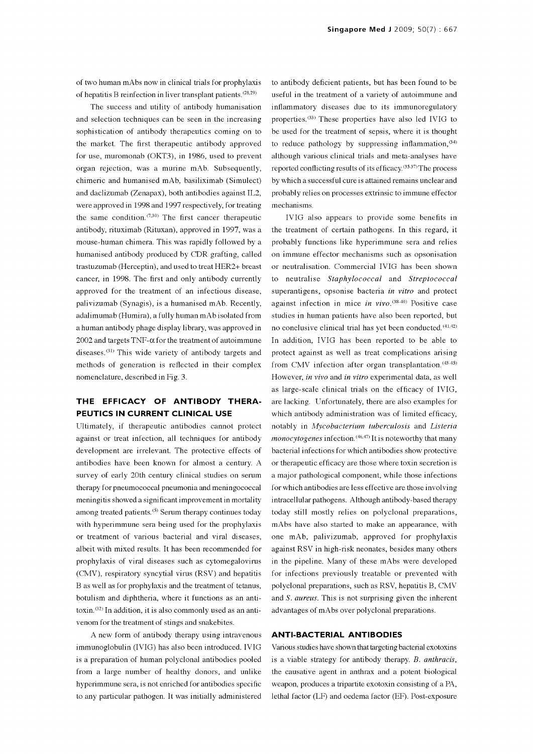of two human mAbs now in clinical trials for prophylaxis of hepatitis B reinfection in liver transplant patients.[28,29)

The success and utility of antibody humanisation and selection techniques can be seen in the increasing sophistication of antibody therapeutics coming on to the market. The first therapeutic antibody approved for use, muromonab (OKT3), in 1986, used to prevent organ rejection, was a murine mAb. Subsequently, chimeric and humanised mAb, basiliximab (Simulect) and daclizumab (Zenapax), both antibodies against IL2, were approved in 1998 and 1997 respectively, for treating the same condition.[7,30] The first cancer therapeutic antibody, rituximab (Rituxan), approved in 1997, was a mouse-human chimera. This was rapidly followed by a humanised antibody produced by CDR grafting, called trastuzumab (Herceptin), and used to treat HER2+ breast cancer, in 1998. The first and only antibody currently approved for the treatment of an infectious disease, palivizumab (Synagis), is a humanised mAb. Recently, adalimumab (Humira), a fully human mAb isolated from a human antibody phage display library, was approved in 2002 and targets TNF-α for the treatment of autoimmune diseases.[31] This wide variety of antibody targets and methods of generation is reflected in their complex nomenclature, described in Fig. 3.

## THE EFFICACY OF ANTIBODY THERAPEUTICS IN CURRENT CLINICAL USE

Ultimately, if therapeutic antibodies cannot protect against or treat infection, all techniques for antibody development are irrelevant. The protective effects of antibodies have been known for almost a century. A survey of early 20th century clinical studies on serum therapy for pneumococcal pneumonia and meningococcal meningitis showed a significant improvement in mortality among treated patients.[5] Serum therapy continues today with hyperimmune sera being used for the prophylaxis or treatment of various bacterial and viral diseases, albeit with mixed results. It has been recommended for prophylaxis of viral diseases such as cytomegalovirus (CMV), respiratory syncytial virus (RSV) and hepatitis B as well as for prophylaxis and the treatment of tetanus, botulism and diphtheria, where it functions as an antitoxin.[32] In addition, it is also commonly used as an antivenom for the treatment of stings and snakebites.

A new form of antibody therapy using intravenous immunoglobulin (IVIG) has also been introduced. IVIG is a preparation of human polyclonal antibodies pooled from a large number of healthy donors, and unlike hyperimmune sera, is not enriched for antibodies specific to any particular pathogen. It was initially administered to antibody deficient patients, but has been found to be useful in the treatment of a variety of autoimmune and inflammatory diseases due to its immunoregulatory properties.[33] These properties have also led IVIG to be used for the treatment of sepsis, where it is thought to reduce pathology by suppressing inflammation,[34] although various clinical trials and meta-analyses have reported conflicting results of its efficacy.[35-37] The process by which a successful cure is attained remains unclear and probably relies on processes extrinsic to immune effector mechanisms.

IVIG also appears to provide some benefits in the treatment of certain pathogens. In this regard, it probably functions like hyperimmune sera and relies on immune effector mechanisms such as opsonisation or neutralisation. Commercial IVIG has been shown to neutralise *Staphylococcal* and *Streptococcal* superantigens, opsonise bacteria *in vitro* and protect against infection in mice *in vivo*.[38-40] Positive case studies in human patients have also been reported, but no conclusive clinical trial has yet been conducted.[41,42] In addition, IVIG has been reported to be able to protect against as well as treat complications arising from CMV infection after organ transplantation.[43-45] However, *in vivo* and *in vitro* experimental data, as well as large-scale clinical trials on the efficacy of IVIG, are lacking. Unfortunately, there are also examples for which antibody administration was of limited efficacy, notably in *Mycobacterium tuberculosis* and *Listeria monocytogenes* infection.[46,47] It is noteworthy that many bacterial infections for which antibodies show protective or therapeutic efficacy are those where toxin secretion is a major pathological component, while those infections for which antibodies are less effective are those involving intracellular pathogens. Although antibody-based therapy today still mostly relies on polyclonal preparations, mAbs have also started to make an appearance, with one mAb, palivizumab, approved for prophylaxis against RSV in high-risk neonates, besides many others in the pipeline. Many of these mAbs were developed for infections previously treatable or prevented with polyclonal preparations, such as RSV, hepatitis B, CMV and *S. aureus*. This is not surprising given the inherent advantages of mAbs over polyclonal preparations.

## ANTI-BACTERIAL ANTIBODIES

Various studies have shown that targeting bacterial exotoxins is a viable strategy for antibody therapy. *B. anthracis*, the causative agent in anthrax and a potent biological weapon, produces a tripartite exotoxin consisting of a PA, lethal factor (LF) and oedema factor (EF). Post-exposure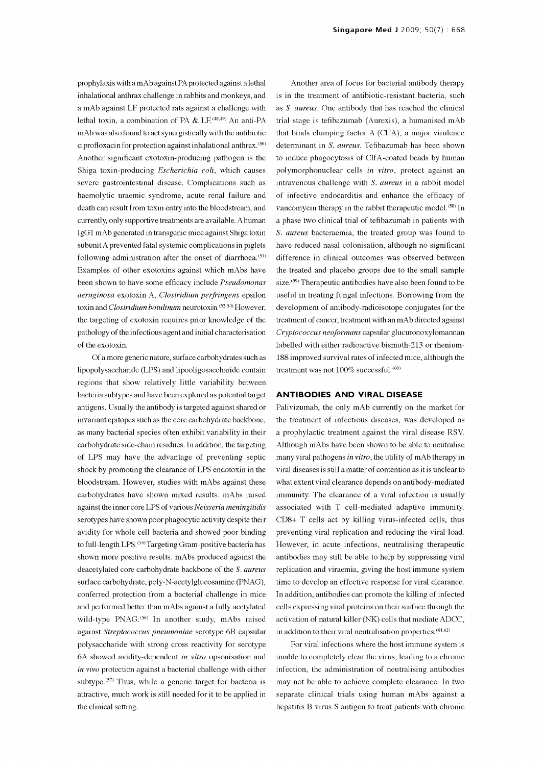prophylaxis with a mAb against PA protected against a lethal inhalational anthrax challenge in rabbits and monkeys, and a mAb against LF protected rats against a challenge with lethal toxin, a combination of PA & LF.[48,49] An anti-PA mAb was also found to act synergistically with the antibiotic ciprofloxacin for protection against inhalational anthrax.[50] Another significant exotoxin-producing pathogen is the Shiga toxin-producing *Escherichia coli*, which causes severe gastrointestinal disease. Complications such as haemolytic uraemic syndrome, acute renal failure and death can result from toxin entry into the bloodstream, and currently, only supportive treatments are available. A human IgG1 mAb generated in transgenic mice against Shiga toxin subunit A prevented fatal systemic complications in piglets following administration after the onset of diarrhoea.[51] Examples of other exotoxins against which mAbs have been shown to have some efficacy include *Pseudomonas aeruginosa* exotoxin A, *Clostridium perfringens* epsilon toxin and *Clostridium botulinum* neurotoxin.[52-54] However, the targeting of exotoxin requires prior knowledge of the pathology of the infectious agent and initial characterisation of the exotoxin.

Of a more generic nature, surface carbohydrates such as lipopolysaccharide (LPS) and lipooligosaccharide contain regions that show relatively little variability between bacteria subtypes and have been explored as potential target antigens. Usually the antibody is targeted against shared or invariant epitopes such as the core carbohydrate backbone, as many bacterial species often exhibit variability in their carbohydrate side-chain residues. In addition, the targeting of LPS may have the advantage of preventing septic shock by promoting the clearance of LPS endotoxin in the bloodstream. However, studies with mAbs against these carbohydrates have shown mixed results. mAbs raised against the inner core LPS of various *Neisseria meningitidis* serotypes have shown poor phagocytic activity despite their avidity for whole cell bacteria and showed poor binding to full-length LPS.[55] Targeting Gram-positive bacteria has shown more positive results. mAbs produced against the deacetylated core carbohydrate backbone of the *S. aureus* surface carbohydrate, poly-N-acetylglucosamine (PNAG), conferred protection from a bacterial challenge in mice and performed better than mAbs against a fully acetylated wild-type PNAG.[56] In another study, mAbs raised against *Streptococcus pneumoniae* serotype 6B capsular polysaccharide with strong cross reactivity for serotype 6A showed avidity-dependent *in vitro* opsonisation and *in vivo* protection against a bacterial challenge with either subtype.[57] Thus, while a generic target for bacteria is attractive, much work is still needed for it to be applied in the clinical setting.

Another area of focus for bacterial antibody therapy is in the treatment of antibiotic-resistant bacteria, such as *S. aureus*. One antibody that has reached the clinical trial stage is tefibazumab (Aurexis), a humanised mAb that binds clumping factor A (ClfA), a major virulence determinant in *S. aureus*. Tefibazumab has been shown to induce phagocytosis of ClfA-coated beads by human polymorphonuclear cells *in vitro*, protect against an intravenous challenge with *S. aureus* in a rabbit model of infective endocarditis and enhance the efficacy of vancomycin therapy in the rabbit therapeutic model.[58] In a phase two clinical trial of tefibazumab in patients with *S. aureus* bacteraemia, the treated group was found to have reduced nasal colonisation, although no significant difference in clinical outcomes was observed between the treated and placebo groups due to the small sample size.[59] Therapeutic antibodies have also been found to be useful in treating fungal infections. Borrowing from the development of antibody-radioisotope conjugates for the treatment of cancer, treatment with an mAb directed against *Cryptococcus neoformans* capsular glucuronoxylomannan labelled with either radioactive bismuth-213 or rhenium-188 improved survival rates of infected mice, although the treatment was not 100% successful.[60]

## ANTIBODIES AND VIRAL DISEASE

Palivizumab, the only mAb currently on the market for the treatment of infectious diseases, was developed as a prophylactic treatment against the viral disease RSV. Although mAbs have been shown to be able to neutralise many viral pathogens *in vitro*, the utility of mAb therapy in viral diseases is still a matter of contention as it is unclear to what extent viral clearance depends on antibody-mediated immunity. The clearance of a viral infection is usually associated with T cell-mediated adaptive immunity. CD8+ T cells act by killing virus-infected cells, thus preventing viral replication and reducing the viral load. However, in acute infections, neutralising therapeutic antibodies may still be able to help by suppressing viral replication and viraemia, giving the host immune system time to develop an effective response for viral clearance. In addition, antibodies can promote the killing of infected cells expressing viral proteins on their surface through the activation of natural killer (NK) cells that mediate ADCC, in addition to their viral neutralisation properties.[61,62]

For viral infections where the host immune system is unable to completely clear the virus, leading to a chronic infection, the administration of neutralising antibodies may not be able to achieve complete clearance. In two separate clinical trials using human mAbs against a hepatitis B virus S antigen to treat patients with chronic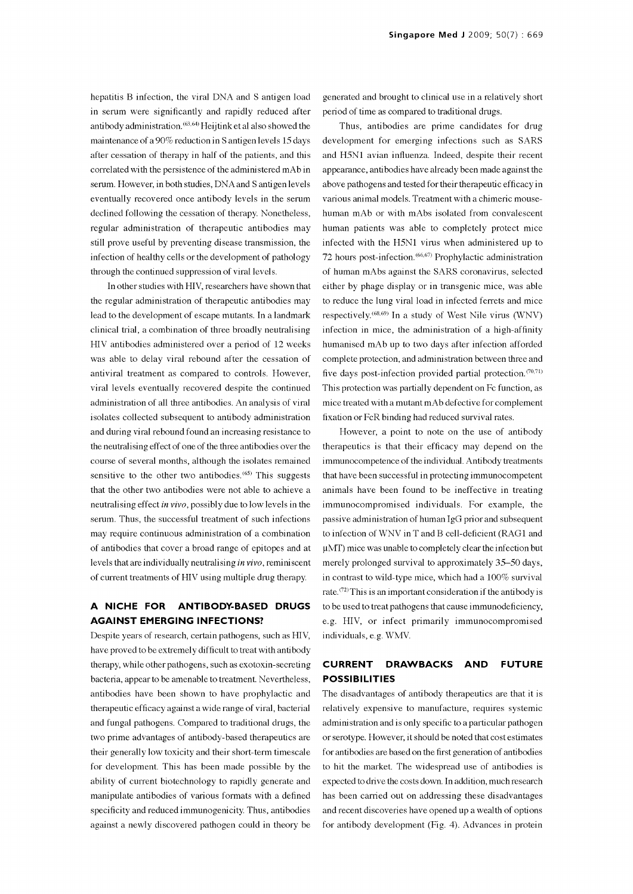hepatitis B infection, the viral DNA and S antigen load in serum were significantly and rapidly reduced after antibody administration.[63,64] Heijtink et al also showed the maintenance of a 90% reduction in S antigen levels 15 days after cessation of therapy in half of the patients, and this correlated with the persistence of the administered mAb in serum. However, in both studies, DNA and S antigen levels eventually recovered once antibody levels in the serum declined following the cessation of therapy. Nonetheless, regular administration of therapeutic antibodies may still prove useful by preventing disease transmission, the infection of healthy cells or the development of pathology through the continued suppression of viral levels.

In other studies with HIV, researchers have shown that the regular administration of therapeutic antibodies may lead to the development of escape mutants. In a landmark clinical trial, a combination of three broadly neutralising HIV antibodies administered over a period of 12 weeks was able to delay viral rebound after the cessation of antiviral treatment as compared to controls. However, viral levels eventually recovered despite the continued administration of all three antibodies. An analysis of viral isolates collected subsequent to antibody administration and during viral rebound found an increasing resistance to the neutralising effect of one of the three antibodies over the course of several months, although the isolates remained sensitive to the other two antibodies.[65] This suggests that the other two antibodies were not able to achieve a neutralising effect *in vivo*, possibly due to low levels in the serum. Thus, the successful treatment of such infections may require continuous administration of a combination of antibodies that cover a broad range of epitopes and at levels that are individually neutralising *in vivo*, reminiscent of current treatments of HIV using multiple drug therapy.

## A NICHE FOR ANTIBODY-BASED DRUGS AGAINST EMERGING INFECTIONS?

Despite years of research, certain pathogens, such as HIV, have proved to be extremely difficult to treat with antibody therapy, while other pathogens, such as exotoxin-secreting bacteria, appear to be amenable to treatment. Nevertheless, antibodies have been shown to have prophylactic and therapeutic efficacy against a wide range of viral, bacterial and fungal pathogens. Compared to traditional drugs, the two prime advantages of antibody-based therapeutics are their generally low toxicity and their short-term timescale for development. This has been made possible by the ability of current biotechnology to rapidly generate and manipulate antibodies of various formats with a defined specificity and reduced immunogenicity. Thus, antibodies against a newly discovered pathogen could in theory be generated and brought to clinical use in a relatively short period of time as compared to traditional drugs.

Thus, antibodies are prime candidates for drug development for emerging infections such as SARS and H5N1 avian influenza. Indeed, despite their recent appearance, antibodies have already been made against the above pathogens and tested for their therapeutic efficacy in various animal models. Treatment with a chimeric mouse-human mAb or with mAbs isolated from convalescent human patients was able to completely protect mice infected with the H5N1 virus when administered up to 72 hours post-infection.[66,67] Prophylactic administration of human mAbs against the SARS coronavirus, selected either by phage display or in transgenic mice, was able to reduce the lung viral load in infected ferrets and mice respectively.[68,69] In a study of West Nile virus (WNV) infection in mice, the administration of a high-affinity humanised mAb up to two days after infection afforded complete protection, and administration between three and five days post-infection provided partial protection.[70,71] This protection was partially dependent on Fc function, as mice treated with a mutant mAb defective for complement fixation or FcR binding had reduced survival rates.

However, a point to note on the use of antibody therapeutics is that their efficacy may depend on the immunocompetence of the individual. Antibody treatments that have been successful in protecting immunocompetent animals have been found to be ineffective in treating immunocompromised individuals. For example, the passive administration of human IgG prior and subsequent to infection of WNV in T and B cell-deficient (RAG1 and μMT) mice was unable to completely clear the infection but merely prolonged survival to approximately 35–50 days, in contrast to wild-type mice, which had a 100% survival rate.[72] This is an important consideration if the antibody is to be used to treat pathogens that cause immunodeficiency, e.g. HIV, or infect primarily immunocompromised individuals, e.g. WMV.

## CURRENT DRAWBACKS AND FUTURE POSSIBILITIES

The disadvantages of antibody therapeutics are that it is relatively expensive to manufacture, requires systemic administration and is only specific to a particular pathogen or serotype. However, it should be noted that cost estimates for antibodies are based on the first generation of antibodies to hit the market. The widespread use of antibodies is expected to drive the costs down. In addition, much research has been carried out on addressing these disadvantages and recent discoveries have opened up a wealth of options for antibody development (Fig. 4). Advances in protein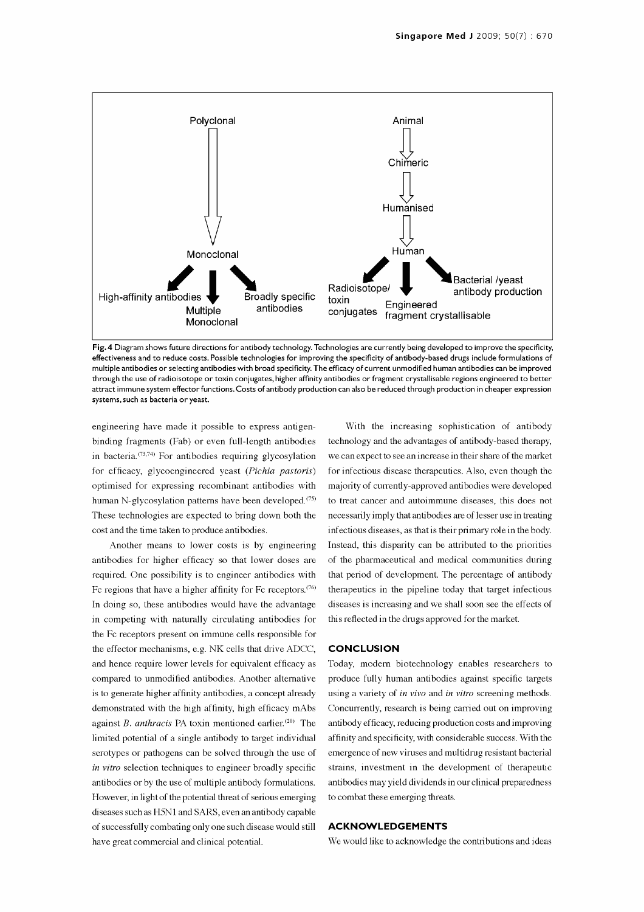Polyclonal

Monoclonal

High-affinity antibodies

Multiple Monoclonal

Broadly specific antibodies

Animal

Chimeric

Humanised

Human

Radioisotope/ toxin conjugates

Engineered fragment crystallisable

Bacterial /yeast antibody production

**Fig. 4** Diagram shows future directions for antibody technology. Technologies are currently being developed to improve the specificity, effectiveness and to reduce costs. Possible technologies for improving the specificity of antibody-based drugs include formulations of multiple antibodies or selecting antibodies with broad specificity. The efficacy of current unmodified human antibodies can be improved through the use of radioisotope or toxin conjugates, higher affinity antibodies or fragment crystallisable regions engineered to better attract immune system effector functions. Costs of antibody production can also be reduced through production in cheaper expression systems, such as bacteria or yeast.

engineering have made it possible to express antigen-binding fragments (Fab) or even full-length antibodies in bacteria.[73,74] For antibodies requiring glycosylation for efficacy, glycoengineered yeast (*Pichia pastoris*) optimised for expressing recombinant antibodies with human N-glycosylation patterns have been developed.[75] These technologies are expected to bring down both the cost and the time taken to produce antibodies.

Another means to lower costs is by engineering antibodies for higher efficacy so that lower doses are required. One possibility is to engineer antibodies with Fc regions that have a higher affinity for Fc receptors.[76] In doing so, these antibodies would have the advantage in competing with naturally circulating antibodies for the Fc receptors present on immune cells responsible for the effector mechanisms, e.g. NK cells that drive ADCC, and hence require lower levels for equivalent efficacy as compared to unmodified antibodies. Another alternative is to generate higher affinity antibodies, a concept already demonstrated with the high affinity, high efficacy mAbs against *B. anthracis* PA toxin mentioned earlier.[20] The limited potential of a single antibody to target individual serotypes or pathogens can be solved through the use of *in vitro* selection techniques to engineer broadly specific antibodies or by the use of multiple antibody formulations. However, in light of the potential threat of serious emerging diseases such as H5N1 and SARS, even an antibody capable of successfully combating only one such disease would still have great commercial and clinical potential.

With the increasing sophistication of antibody technology and the advantages of antibody-based therapy, we can expect to see an increase in their share of the market for infectious disease therapeutics. Also, even though the majority of currently-approved antibodies were developed to treat cancer and autoimmune diseases, this does not necessarily imply that antibodies are of lesser use in treating infectious diseases, as that is their primary role in the body. Instead, this disparity can be attributed to the priorities of the pharmaceutical and medical communities during that period of development. The percentage of antibody therapeutics in the pipeline today that target infectious diseases is increasing and we shall soon see the effects of this reflected in the drugs approved for the market.

## CONCLUSION

Today, modern biotechnology enables researchers to produce fully human antibodies against specific targets using a variety of *in vivo* and *in vitro* screening methods. Concurrently, research is being carried out on improving antibody efficacy, reducing production costs and improving affinity and specificity, with considerable success. With the emergence of new viruses and multidrug resistant bacterial strains, investment in the development of therapeutic antibodies may yield dividends in our clinical preparedness to combat these emerging threats.

## ACKNOWLEDGEMENTS

We would like to acknowledge the contributions and ideas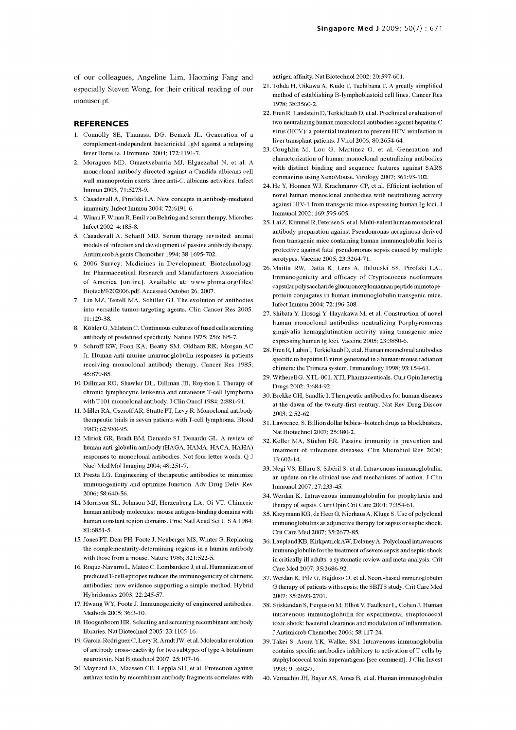of our colleagues, Angeline Lim, Haoming Fang and especially Steven Wong, for their critical reading of our manuscript.

## REFERENCES

1. Connolly SE, Thanassi DG, Benach JL. Generation of a complement-independent bactericidal IgM against a relapsing fever Borrelia. J Immunol 2004; 172:1191-7.
2. Moragues MD, Omaetxebarria MJ, Elguezabal N, et al. A monoclonal antibody directed against a Candida albicans cell wall mannoprotein exerts three anti-C. albicans activities. Infect Immun 2003; 71:5273-9.
3. Casadevall A, Pirofski LA. New concepts in antibody-mediated immunity. Infect Immun 2004; 72:6191-6.
4. Winau F, Winau R. Emil von Behring and serum therapy. Microbes Infect 2002; 4:185-8.
5. Casadevall A, Scharff MD. Serum therapy revisited: animal models of infection and development of passive antibody therapy. Antimicrob Agents Chemother 1994; 38:1695-702.
6. 2006 Survey: Medicines in Development: Biotechnology. In: Pharmaceutical Research and Manufacturers Association of America [online]. Available at: www.phrma.org/files/Biotech%202006.pdf. Accessed October 26, 2007.
7. Lin MZ, Teitell MA, Schiller GJ. The evolution of antibodies into versatile tumor-targeting agents. Clin Cancer Res 2005; 11:129-38.
8. Köhler G, Milstein C. Continuous cultures of fused cells secreting antibody of predefined specificity. Nature 1975; 256:495-7.
9. Schroff RW, Foon KA, Beatty SM, Oldham RK, Morgan AC Jr. Human anti-murine immunoglobulin responses in patients receiving monoclonal antibody therapy. Cancer Res 1985; 45:879-85.
10. Dillman RO, Shawler DL, Dillman JB, Royston I. Therapy of chronic lymphocytic leukemia and cutaneous T-cell lymphoma with T101 monoclonal antibody. J Clin Oncol 1984; 2:881-91.
11. Miller RA, Oseroff AR, Stratte PT, Levy R. Monoclonal antibody therapeutic trials in seven patients with T-cell lymphoma. Blood 1983; 62:988-95.
12. Mirick GR, Bradt BM, Denardo SJ, Denardo GL. A review of human anti-globulin antibody (HAGA, HAMA, HACA, HAHA) responses to monoclonal antibodies. Not four letter words. Q J Nucl Med Mol Imaging 2004; 48:251-7.
13. Presta LG. Engineering of therapeutic antibodies to minimize immunogenicity and optimize function. Adv Drug Deliv Rev 2006; 58:640-56.
14. Morrison SL, Johnson MJ, Herzenberg LA, Oi VT. Chimeric human antibody molecules: mouse antigen-binding domains with human constant region domains. Proc Natl Acad Sci U S A 1984; 81:6851-5.
15. Jones PT, Dear PH, Foote J, Neuberger MS, Winter G. Replacing the complementarity-determining regions in a human antibody with those from a mouse. Nature 1986; 321:522-5.
16. Roque-Navarro L, Mateo C, Lombardero J, et al. Humanization of predicted T-cell epitopes reduces the immunogenicity of chimeric antibodies: new evidence supporting a simple method. Hybrid Hybridomics 2003; 22:245-57.
17. Hwang WY, Foote J. Immunogenicity of engineered antibodies. Methods 2005; 36:3-10.
18. Hoogenboom HR. Selecting and screening recombinant antibody libraries. Nat Biotechnol 2005; 23:1105-16.
19. Garcia-Rodriguez C, Levy R, Arndt JW, et al. Molecular evolution of antibody cross-reactivity for two subtypes of type A botulinum neurotoxin. Nat Biotechnol 2007; 25:107-16.
20. Maynard JA, Maassen CB, Leppla SH, et al. Protection against anthrax toxin by recombinant antibody fragments correlates with antigen affinity. Nat Biotechnol 2002; 20:597-601.
21. Tohda H, Oikawa A, Kudo T, Tachibana T. A greatly simplified method of establishing B-lymphoblastoid cell lines. Cancer Res 1978; 38:3560-2.
22. Eren R, Landstein D, Terkieltaub D, et al. Preclinical evaluation of two neutralizing human monoclonal antibodies against hepatitis C virus (HCV): a potential treatment to prevent HCV reinfection in liver transplant patients. J Virol 2006; 80:2654-64.
23. Coughlin M, Lou G, Martinez O, et al. Generation and characterization of human monoclonal neutralizing antibodies with distinct binding and sequence features against SARS coronavirus using XenoMouse. Virology 2007; 361:93-102.
24. He Y, Honnen WJ, Krachmarov CP, et al. Efficient isolation of novel human monoclonal antibodies with neutralizing activity against HIV-1 from transgenic mice expressing human Ig loci. J Immunol 2002; 169:595-605.
25. Lai Z, Kimmel R, Petersen S, et al. Multi-valent human monoclonal antibody preparation against Pseudomonas aeruginosa derived from transgenic mice containing human immunoglobulin loci is protective against fatal pseudomonas sepsis caused by multiple serotypes. Vaccine 2005; 23:3264-71.
26. Maitta RW, Datta K, Lees A, Belouski SS, Pirofski LA.. Immunogenicity and efficacy of Cryptococcus neoformans capsular polysaccharide glucuronoxylomannan peptide mimotope-protein conjugates in human immunoglobulin transgenic mice. Infect Immun 2004; 72:196-208.
27. Shibata Y, Hosogi Y, Hayakawa M, et al. Construction of novel human monoclonal antibodies neutralizing Porphyromonas gingivalis hemagglutination activity using transgenic mice expressing human Ig loci. Vaccine 2005; 23:3850-6.
28. Eren R, Lubin I, Terkieltaub D, et al. Human monoclonal antibodies specific to hepatitis B virus generated in a human/mouse radiation chimera: the Trimera system. Immunology 1998; 93:154-61.
29. Witherell G. XTL-001. XTL Pharmaceuticals. Curr Opin Investig Drugs 2002; 3:684-92.
30. Brekke OH, Sandlie I. Therapeutic antibodies for human diseases at the dawn of the twenty-first century. Nat Rev Drug Discov 2003; 2:52-62.
31. Lawrence, S. Billion dollar babies--biotech drugs as blockbusters. Nat Biotechnol 2007; 25:380-2.
32. Keller MA, Stiehm ER. Passive immunity in prevention and treatment of infectious diseases. Clin Microbiol Rev 2000; 13:602-14.
33. Negi VS, Elluru S, Sibéril S, et al. Intravenous immunoglobulin: an update on the clinical use and mechanisms of action. J Clin Immunol 2007; 27:233-45.
34. Werdan K. Intravenous immunoglobulin for prophylaxis and therapy of sepsis. Curr Opin Crit Care 2001; 7:354-61.
35. Kreymann KG, de Heer G, Nierhaus A, Kluge S. Use of polyclonal immunoglobulins as adjunctive therapy for sepsis or septic shock. Crit Care Med 2007; 35:2677-85.
36. Laupland KB, Kirkpatrick AW, Delaney A. Polyclonal intravenous immunoglobulin for the treatment of severe sepsis and septic shock in critically ill adults: a systematic review and meta-analysis. Crit Care Med 2007; 35:2686-92.
37. Werdan K, Pilz G, Bujdoso O, et al. Score-based immunoglobulin G therapy of patients with sepsis: the SBITS study. Crit Care Med 2007; 35:2693-2701.
38. Sriskandan S, Ferguson M, Elliot V, Faulkner L, Cohen J. Human intravenous immunoglobulin for experimental streptococcal toxic shock: bacterial clearance and modulation of inflammation. J Antimicrob Chemother 2006; 58:117-24.
39. Takei S, Arora YK, Walker SM. Intravenous immunoglobulin contains specific antibodies inhibitory to activation of T cells by staphylococcal toxin superantigens [see comment]. J Clin Invest 1993; 91:602-7.
40. Vernachio JH, Bayer AS, Ames B, et al. Human immunoglobulin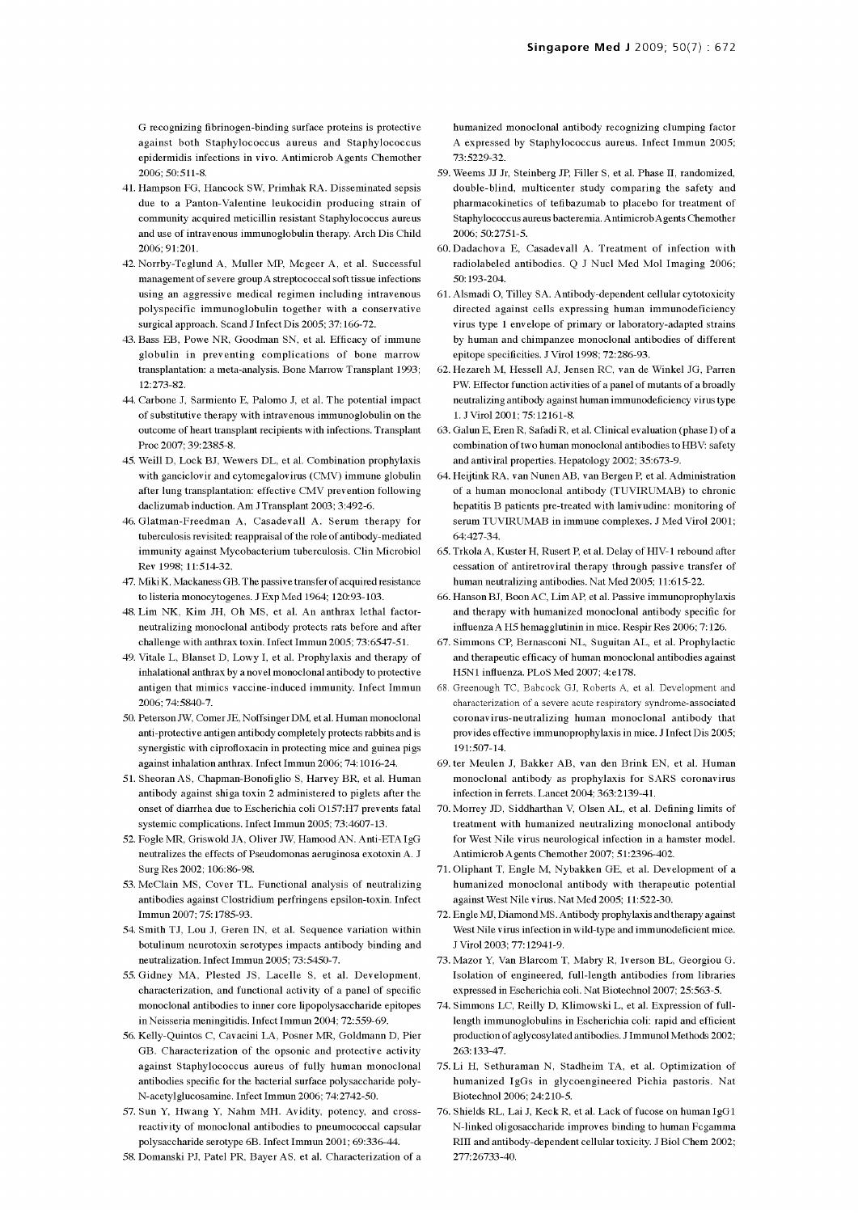G recognizing fibrinogen-binding surface proteins is protective against both Staphylococcus aureus and Staphylococcus epidermidis infections in vivo. Antimicrob Agents Chemother 2006; 50:511-8.

41. Hampson FG, Hancock SW, Primhak RA. Disseminated sepsis due to a Panton-Valentine leukocidin producing strain of community acquired meticillin resistant Staphylococcus aureus and use of intravenous immunoglobulin therapy. Arch Dis Child 2006; 91:201.
42. Norrby-Teglund A, Muller MP, Mcgeer A, et al. Successful management of severe group A streptococcal soft tissue infections using an aggressive medical regimen including intravenous polyspecific immunoglobulin together with a conservative surgical approach. Scand J Infect Dis 2005; 37:166-72.
43. Bass EB, Powe NR, Goodman SN, et al. Efficacy of immune globulin in preventing complications of bone marrow transplantation: a meta-analysis. Bone Marrow Transplant 1993; 12:273-82.
44. Carbone J, Sarmiento E, Palomo J, et al. The potential impact of substitutive therapy with intravenous immunoglobulin on the outcome of heart transplant recipients with infections. Transplant Proc 2007; 39:2385-8.
45. Weill D, Lock BJ, Wewers DL, et al. Combination prophylaxis with ganciclovir and cytomegalovirus (CMV) immune globulin after lung transplantation: effective CMV prevention following daclizumab induction. Am J Transplant 2003; 3:492-6.
46. Glatman-Freedman A, Casadevall A. Serum therapy for tuberculosis revisited: reappraisal of the role of antibody-mediated immunity against Mycobacterium tuberculosis. Clin Microbiol Rev 1998; 11:514-32.
47. Miki K, Mackaness GB. The passive transfer of acquired resistance to listeria monocytogenes. J Exp Med 1964; 120:93-103.
48. Lim NK, Kim JH, Oh MS, et al. An anthrax lethal factor-neutralizing monoclonal antibody protects rats before and after challenge with anthrax toxin. Infect Immun 2005; 73:6547-51.
49. Vitale L, Blanset D, Lowy I, et al. Prophylaxis and therapy of inhalational anthrax by a novel monoclonal antibody to protective antigen that mimics vaccine-induced immunity. Infect Immun 2006; 74:5840-7.
50. Peterson JW, Comer JE, Noffsinger DM, et al. Human monoclonal anti-protective antigen antibody completely protects rabbits and is synergistic with ciprofloxacin in protecting mice and guinea pigs against inhalation anthrax. Infect Immun 2006; 74:1016-24.
51. Sheoran AS, Chapman-Bonofiglio S, Harvey BR, et al. Human antibody against shiga toxin 2 administered to piglets after the onset of diarrhea due to Escherichia coli O157:H7 prevents fatal systemic complications. Infect Immun 2005; 73:4607-13.
52. Fogle MR, Griswold JA, Oliver JW, Hamood AN. Anti-ETA IgG neutralizes the effects of Pseudomonas aeruginosa exotoxin A. J Surg Res 2002; 106:86-98.
53. McClain MS, Cover TL. Functional analysis of neutralizing antibodies against Clostridium perfringens epsilon-toxin. Infect Immun 2007; 75:1785-93.
54. Smith TJ, Lou J, Geren IN, et al. Sequence variation within botulinum neurotoxin serotypes impacts antibody binding and neutralization. Infect Immun 2005; 73:5450-7.
55. Gidney MA, Plested JS, Lacelle S, et al. Development, characterization, and functional activity of a panel of specific monoclonal antibodies to inner core lipopolysaccharide epitopes in Neisseria meningitidis. Infect Immun 2004; 72:559-69.
56. Kelly-Quintos C, Cavacini LA, Posner MR, Goldmann D, Pier GB. Characterization of the opsonic and protective activity against Staphylococcus aureus of fully human monoclonal antibodies specific for the bacterial surface polysaccharide poly-N-acetylglucosamine. Infect Immun 2006; 74:2742-50.
57. Sun Y, Hwang Y, Nahm MH. Avidity, potency, and cross-reactivity of monoclonal antibodies to pneumococcal capsular polysaccharide serotype 6B. Infect Immun 2001; 69:336-44.
58. Domanski PJ, Patel PR, Bayer AS, et al. Characterization of a humanized monoclonal antibody recognizing clumping factor A expressed by Staphylococcus aureus. Infect Immun 2005; 73:5229-32.
59. Weems JJ Jr, Steinberg JP, Filler S, et al. Phase II, randomized, double-blind, multicenter study comparing the safety and pharmacokinetics of tefibazumab to placebo for treatment of Staphylococcus aureus bacteremia. Antimicrob Agents Chemother 2006; 50:2751-5.
60. Dadachova E, Casadevall A. Treatment of infection with radiolabeled antibodies. Q J Nucl Med Mol Imaging 2006; 50:193-204.
61. Alsmadi O, Tilley SA. Antibody-dependent cellular cytotoxicity directed against cells expressing human immunodeficiency virus type 1 envelope of primary or laboratory-adapted strains by human and chimpanzee monoclonal antibodies of different epitope specificities. J Virol 1998; 72:286-93.
62. Hezareh M, Hessell AJ, Jensen RC, van de Winkel JG, Parren PW. Effector function activities of a panel of mutants of a broadly neutralizing antibody against human immunodeficiency virus type 1. J Virol 2001; 75:12161-8.
63. Galun E, Eren R, Safadi R, et al. Clinical evaluation (phase I) of a combination of two human monoclonal antibodies to HBV: safety and antiviral properties. Hepatology 2002; 35:673-9.
64. Heijtink RA, van Nunen AB, van Bergen P, et al. Administration of a human monoclonal antibody (TUVIRUMAB) to chronic hepatitis B patients pre-treated with lamivudine: monitoring of serum TUVIRUMAB in immune complexes. J Med Virol 2001; 64:427-34.
65. Trkola A, Kuster H, Rusert P, et al. Delay of HIV-1 rebound after cessation of antiretroviral therapy through passive transfer of human neutralizing antibodies. Nat Med 2005; 11:615-22.
66. Hanson BJ, Boon AC, Lim AP, et al. Passive immunoprophylaxis and therapy with humanized monoclonal antibody specific for influenza A H5 hemagglutinin in mice. Respir Res 2006; 7:126.
67. Simmons CP, Bernasconi NL, Suguitan AL, et al. Prophylactic and therapeutic efficacy of human monoclonal antibodies against H5N1 influenza. PLoS Med 2007; 4:e178.
68. Greenough TC, Babcock GJ, Roberts A, et al. Development and characterization of a severe acute respiratory syndrome-associated coronavirus-neutralizing human monoclonal antibody that provides effective immunoprophylaxis in mice. J Infect Dis 2005; 191:507-14.
69. ter Meulen J, Bakker AB, van den Brink EN, et al. Human monoclonal antibody as prophylaxis for SARS coronavirus infection in ferrets. Lancet 2004; 363:2139-41.
70. Morrey JD, Siddharthan V, Olsen AL, et al. Defining limits of treatment with humanized neutralizing monoclonal antibody for West Nile virus neurological infection in a hamster model. Antimicrob Agents Chemother 2007; 51:2396-402.
71. Oliphant T, Engle M, Nybakken GE, et al. Development of a humanized monoclonal antibody with therapeutic potential against West Nile virus. Nat Med 2005; 11:522-30.
72. Engle MJ, Diamond MS. Antibody prophylaxis and therapy against West Nile virus infection in wild-type and immunodeficient mice. J Virol 2003; 77:12941-9.
73. Mazor Y, Van Blarcom T, Mabry R, Iverson BL, Georgiou G. Isolation of engineered, full-length antibodies from libraries expressed in Escherichia coli. Nat Biotechnol 2007; 25:563-5.
74. Simmons LC, Reilly D, Klimowski L, et al. Expression of full-length immunoglobulins in Escherichia coli: rapid and efficient production of aglycosylated antibodies. J Immunol Methods 2002; 263:133-47.
75. Li H, Sethuraman N, Stadheim TA, et al. Optimization of humanized IgGs in glycoengineered Pichia pastoris. Nat Biotechnol 2006; 24:210-5.
76. Shields RL, Lai J, Keck R, et al. Lack of fucose on human IgG1 N-linked oligosaccharide improves binding to human Fcgamma RIII and antibody-dependent cellular toxicity. J Biol Chem 2002; 277:26733-40.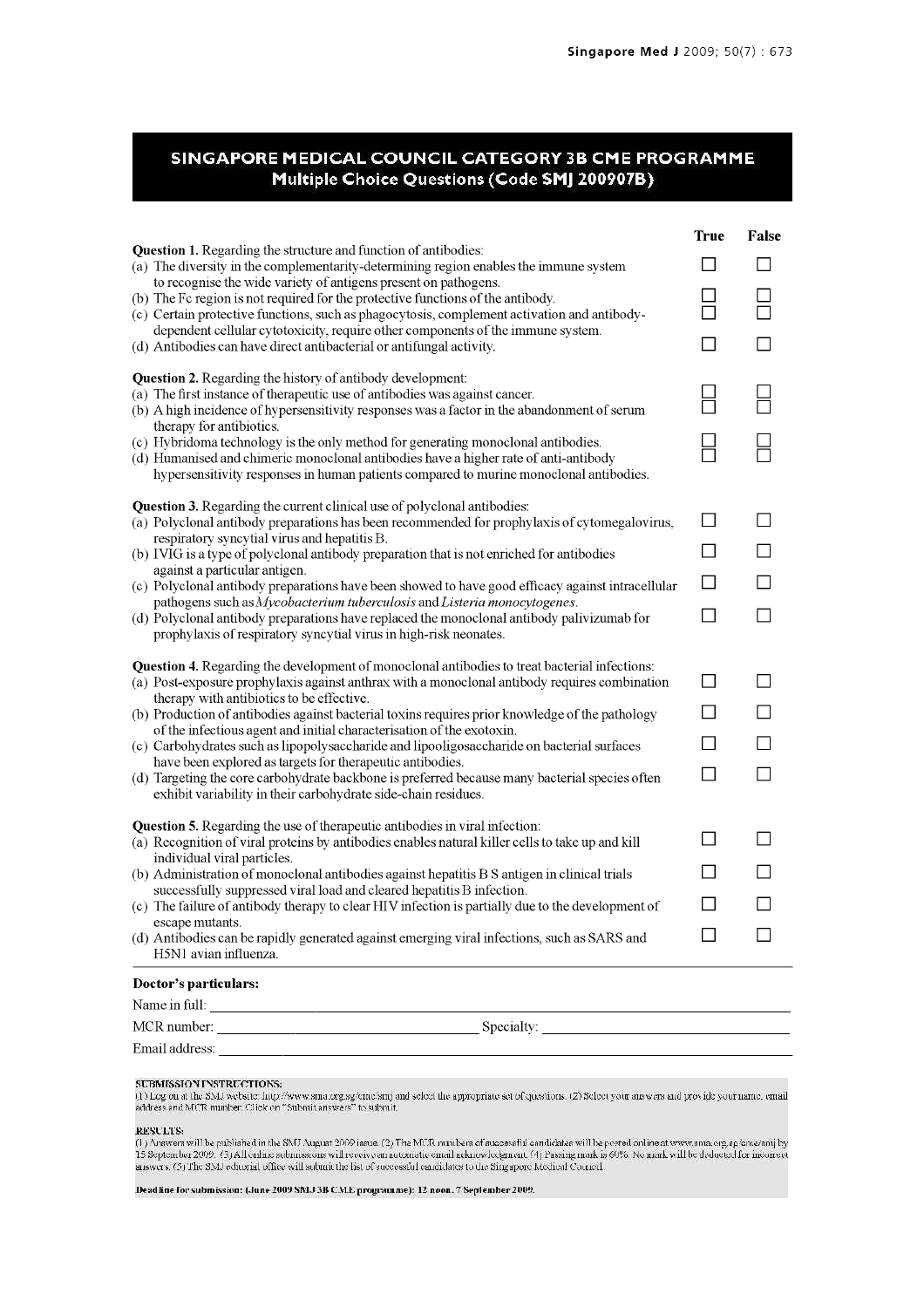## SINGAPORE MEDICAL COUNCIL CATEGORY 3B CME PROGRAMME
### Multiple Choice Questions (Code SMJ 200907B)

| | True | False |
|---|---|---|
| **Question 1.** Regarding the structure and function of antibodies: | | |
| (a) The diversity in the complementarity-determining region enables the immune system to recognise the wide variety of antigens present on pathogens. | ☐ | ☐ |
| (b) The Fc region is not required for the protective functions of the antibody. | ☐ | ☐ |
| (c) Certain protective functions, such as phagocytosis, complement activation and antibody-dependent cellular cytotoxicity, require other components of the immune system. | ☐ | ☐ |
| (d) Antibodies can have direct antibacterial or antifungal activity. | ☐ | ☐ |
| **Question 2.** Regarding the history of antibody development: | | |
| (a) The first instance of therapeutic use of antibodies was against cancer. | ☐ | ☐ |
| (b) A high incidence of hypersensitivity responses was a factor in the abandonment of serum therapy for antibiotics. | ☐ | ☐ |
| (c) Hybridoma technology is the only method for generating monoclonal antibodies. | ☐ | ☐ |
| (d) Humanised and chimeric monoclonal antibodies have a higher rate of anti-antibody hypersensitivity responses in human patients compared to murine monoclonal antibodies. | ☐ | ☐ |
| **Question 3.** Regarding the current clinical use of polyclonal antibodies: | | |
| (a) Polyclonal antibody preparations has been recommended for prophylaxis of cytomegalovirus, respiratory syncytial virus and hepatitis B. | ☐ | ☐ |
| (b) IVIG is a type of polyclonal antibody preparation that is not enriched for antibodies against a particular antigen. | ☐ | ☐ |
| (c) Polyclonal antibody preparations have been showed to have good efficacy against intracellular pathogens such as *Mycobacterium tuberculosis* and *Listeria monocytogenes*. | ☐ | ☐ |
| (d) Polyclonal antibody preparations have replaced the monoclonal antibody palivizumab for prophylaxis of respiratory syncytial virus in high-risk neonates. | ☐ | ☐ |
| **Question 4.** Regarding the development of monoclonal antibodies to treat bacterial infections: | | |
| (a) Post-exposure prophylaxis against anthrax with a monoclonal antibody requires combination therapy with antibiotics to be effective. | ☐ | ☐ |
| (b) Production of antibodies against bacterial toxins requires prior knowledge of the pathology of the infectious agent and initial characterisation of the exotoxin. | ☐ | ☐ |
| (c) Carbohydrates such as lipopolysaccharide and lipooligosaccharide on bacterial surfaces have been explored as targets for therapeutic antibodies. | ☐ | ☐ |
| (d) Targeting the core carbohydrate backbone is preferred because many bacterial species often exhibit variability in their carbohydrate side-chain residues. | ☐ | ☐ |
| **Question 5.** Regarding the use of therapeutic antibodies in viral infection: | | |
| (a) Recognition of viral proteins by antibodies enables natural killer cells to take up and kill individual viral particles. | ☐ | ☐ |
| (b) Administration of monoclonal antibodies against hepatitis B S antigen in clinical trials successfully suppressed viral load and cleared hepatitis B infection. | ☐ | ☐ |
| (c) The failure of antibody therapy to clear HIV infection is partially due to the development of escape mutants. | ☐ | ☐ |
| (d) Antibodies can be rapidly generated against emerging viral infections, such as SARS and H5N1 avian influenza. | ☐ | ☐ |

**Doctor's particulars:**

Name in full: ______________________________

MCR number: ______________________ Specialty: ______________________

Email address: ______________________________

**SUBMISSION INSTRUCTIONS:**
(1) Log on at the SMJ website: http://www.sma.org.sg/cme/smj and select the appropriate set of questions. (2) Select your answers and provide your name, email address and MCR number. Click on "Submit answers" to submit.

**RESULTS:**
(1) Answers will be published in the SMJ August 2009 issue. (2) The MCR numbers of successful candidates will be posted online at www.sma.org.sg/cme/smj by 15 September 2009. (3) All online submissions will receive an automatic email acknowledgment. (4) Passing mark is 60%. No mark will be deducted for incorrect answers. (5) The SMJ editorial office will submit the list of successful candidates to the Singapore Medical Council.

**Deadline for submission: (June 2009 SMJ 3B CME programme): 12 noon, 7 September 2009.**